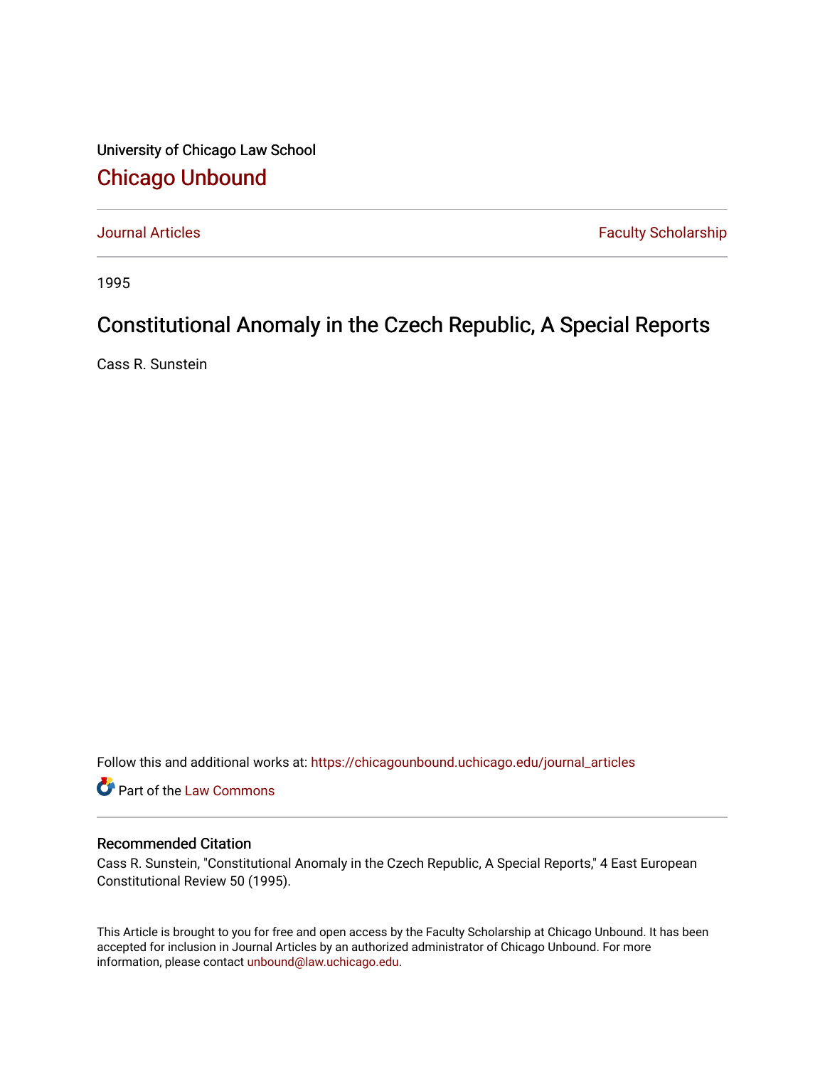University of Chicago Law School

# Chicago Unbound

Journal Articles | Faculty Scholarship

1995

## Constitutional Anomaly in the Czech Republic, A Special Reports

Cass R. Sunstein

Follow this and additional works at: https://chicagounbound.uchicago.edu/journal_articles

Part of the Law Commons

### Recommended Citation

Cass R. Sunstein, "Constitutional Anomaly in the Czech Republic, A Special Reports," 4 East European Constitutional Review 50 (1995).

This Article is brought to you for free and open access by the Faculty Scholarship at Chicago Unbound. It has been accepted for inclusion in Journal Articles by an authorized administrator of Chicago Unbound. For more information, please contact unbound@law.uchicago.edu.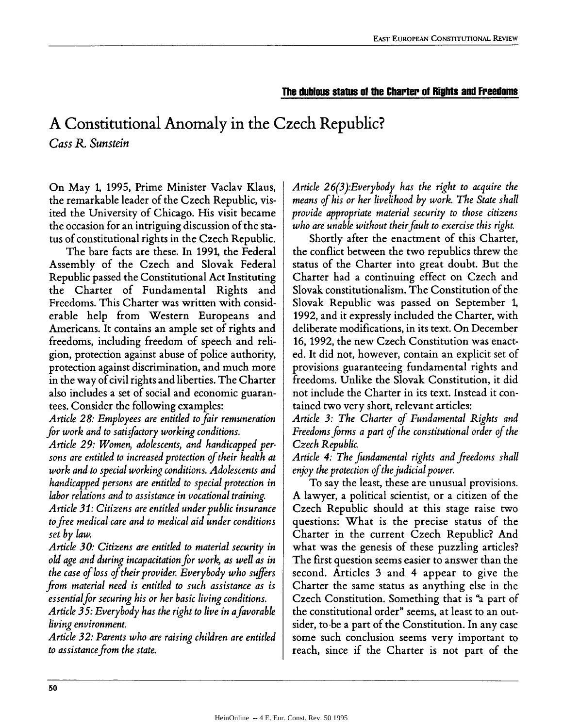**The dubious status of the Charter of Rights and Freedoms**

# A Constitutional Anomaly in the Czech Republic?

*Cass R. Sunstein*

On May 1, 1995, Prime Minister Vaclav Klaus, the remarkable leader of the Czech Republic, visited the University of Chicago. His visit became the occasion for an intriguing discussion of the status of constitutional rights in the Czech Republic.

The bare facts are these. In 1991, the Federal Assembly of the Czech and Slovak Federal Republic passed the Constitutional Act Instituting the Charter of Fundamental Rights and Freedoms. This Charter was written with considerable help from Western Europeans and Americans. It contains an ample set of rights and freedoms, including freedom of speech and religion, protection against abuse of police authority, protection against discrimination, and much more in the way of civil rights and liberties. The Charter also includes a set of social and economic guarantees. Consider the following examples:

*Article 28: Employees are entitled to fair remuneration for work and to satisfactory working conditions.*

*Article 29: Women, adolescents, and handicapped persons are entitled to increased protection of their health at work and to special working conditions. Adolescents and handicapped persons are entitled to special protection in labor relations and to assistance in vocational training.*

*Article 31: Citizens are entitled under public insurance to free medical care and to medical aid under conditions set by law.*

*Article 30: Citizens are entitled to material security in old age and during incapacitation for work, as well as in the case of loss of their provider. Everybody who suffers from material need is entitled to such assistance as is essential for securing his or her basic living conditions.*

*Article 35: Everybody has the right to live in a favorable living environment.*

*Article 32: Parents who are raising children are entitled to assistance from the state.*

*Article 26(3):Everybody has the right to acquire the means of his or her livelihood by work. The State shall provide appropriate material security to those citizens who are unable without their fault to exercise this right.*

Shortly after the enactment of this Charter, the conflict between the two republics threw the status of the Charter into great doubt. But the Charter had a continuing effect on Czech and Slovak constitutionalism. The Constitution of the Slovak Republic was passed on September 1, 1992, and it expressly included the Charter, with deliberate modifications, in its text. On December 16, 1992, the new Czech Constitution was enacted. It did not, however, contain an explicit set of provisions guaranteeing fundamental rights and freedoms. Unlike the Slovak Constitution, it did not include the Charter in its text. Instead it contained two very short, relevant articles:

*Article 3: The Charter of Fundamental Rights and Freedoms forms a part of the constitutional order of the Czech Republic.*

*Article 4: The fundamental rights and freedoms shall enjoy the protection of the judicial power.*

To say the least, these are unusual provisions. A lawyer, a political scientist, or a citizen of the Czech Republic should at this stage raise two questions: What is the precise status of the Charter in the current Czech Republic? And what was the genesis of these puzzling articles? The first question seems easier to answer than the second. Articles 3 and 4 appear to give the Charter the same status as anything else in the Czech Constitution. Something that is "a part of the constitutional order" seems, at least to an outsider, to be a part of the Constitution. In any case some such conclusion seems very important to reach, since if the Charter is not part of the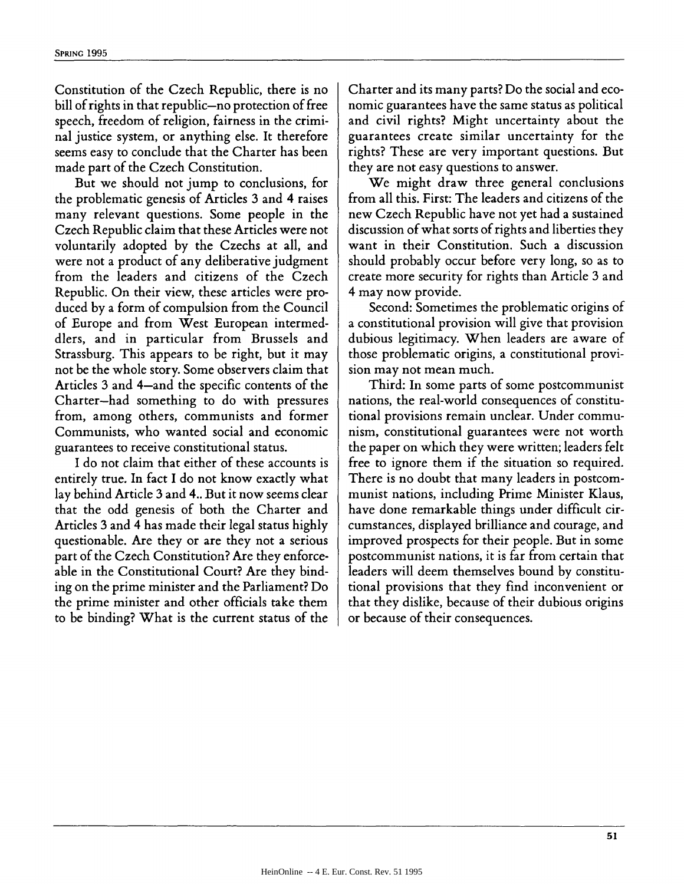Constitution of the Czech Republic, there is no bill of rights in that republic—no protection of free speech, freedom of religion, fairness in the criminal justice system, or anything else. It therefore seems easy to conclude that the Charter has been made part of the Czech Constitution.

But we should not jump to conclusions, for the problematic genesis of Articles 3 and 4 raises many relevant questions. Some people in the Czech Republic claim that these Articles were not voluntarily adopted by the Czechs at all, and were not a product of any deliberative judgment from the leaders and citizens of the Czech Republic. On their view, these articles were produced by a form of compulsion from the Council of Europe and from West European intermeddlers, and in particular from Brussels and Strassburg. This appears to be right, but it may not be the whole story. Some observers claim that Articles 3 and 4—and the specific contents of the Charter—had something to do with pressures from, among others, communists and former Communists, who wanted social and economic guarantees to receive constitutional status.

I do not claim that either of these accounts is entirely true. In fact I do not know exactly what lay behind Article 3 and 4.. But it now seems clear that the odd genesis of both the Charter and Articles 3 and 4 has made their legal status highly questionable. Are they or are they not a serious part of the Czech Constitution? Are they enforceable in the Constitutional Court? Are they binding on the prime minister and the Parliament? Do the prime minister and other officials take them to be binding? What is the current status of the Charter and its many parts? Do the social and economic guarantees have the same status as political and civil rights? Might uncertainty about the guarantees create similar uncertainty for the rights? These are very important questions. But they are not easy questions to answer.

We might draw three general conclusions from all this. First: The leaders and citizens of the new Czech Republic have not yet had a sustained discussion of what sorts of rights and liberties they want in their Constitution. Such a discussion should probably occur before very long, so as to create more security for rights than Article 3 and 4 may now provide.

Second: Sometimes the problematic origins of a constitutional provision will give that provision dubious legitimacy. When leaders are aware of those problematic origins, a constitutional provision may not mean much.

Third: In some parts of some postcommunist nations, the real-world consequences of constitutional provisions remain unclear. Under communism, constitutional guarantees were not worth the paper on which they were written; leaders felt free to ignore them if the situation so required. There is no doubt that many leaders in postcommunist nations, including Prime Minister Klaus, have done remarkable things under difficult circumstances, displayed brilliance and courage, and improved prospects for their people. But in some postcommunist nations, it is far from certain that leaders will deem themselves bound by constitutional provisions that they find inconvenient or that they dislike, because of their dubious origins or because of their consequences.